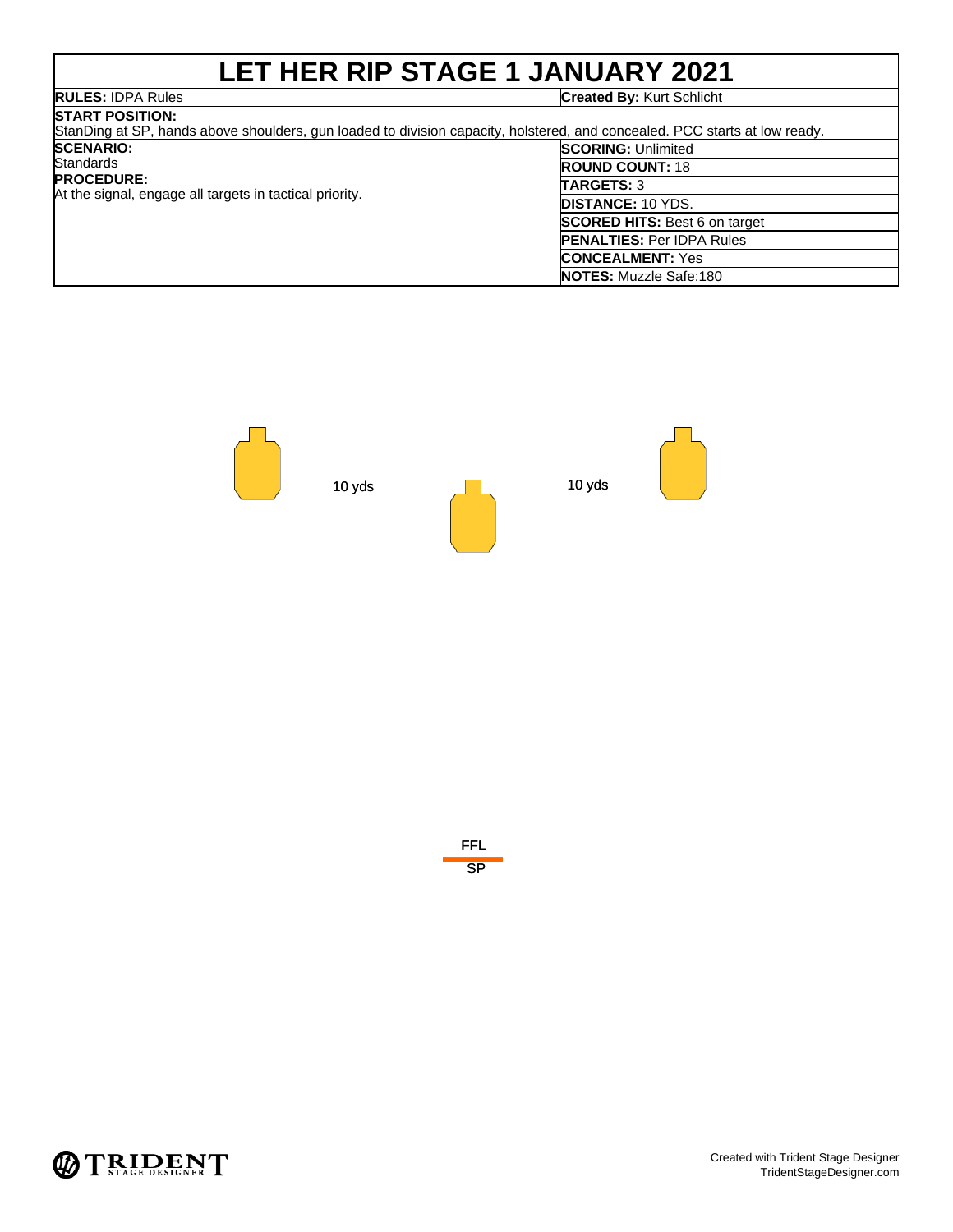# LET HER RIP STAGE 1 JANUARY 2021

**RULES:** IDPA Rules

**Created By:** Kurt Schlicht

**START POSITION:**
StanDing at SP, hands above shoulders, gun loaded to division capacity, holstered, and concealed. PCC starts at low ready.

**SCENARIO:**
Standards

**PROCEDURE:**
At the signal, engage all targets in tactical priority.

**SCORING:** Unlimited
**ROUND COUNT:** 18
**TARGETS:** 3
**DISTANCE:** 10 YDS.
**SCORED HITS:** Best 6 on target
**PENALTIES:** Per IDPA Rules
**CONCEALMENT:** Yes
**NOTES:** Muzzle Safe:180

10 yds

10 yds

FFL

SP

Created with Trident Stage Designer
TridentStageDesigner.com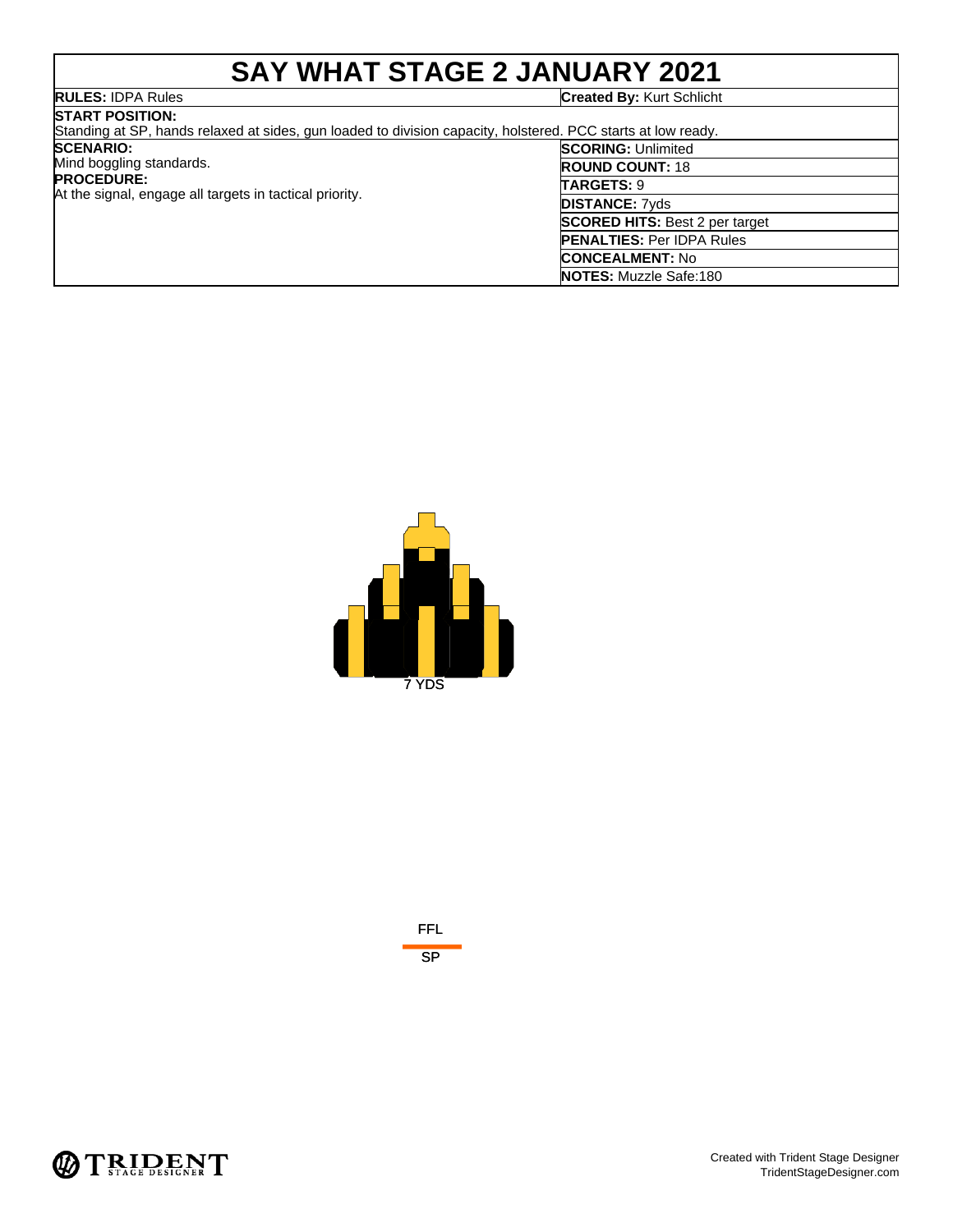# SAY WHAT STAGE 2 JANUARY 2021

**RULES:** IDPA Rules

**Created By:** Kurt Schlicht

**START POSITION:**
Standing at SP, hands relaxed at sides, gun loaded to division capacity, holstered. PCC starts at low ready.

**SCENARIO:**
Mind boggling standards.

**PROCEDURE:**
At the signal, engage all targets in tactical priority.

**SCORING:** Unlimited

**ROUND COUNT:** 18

**TARGETS:** 9

**DISTANCE:** 7yds

**SCORED HITS:** Best 2 per target

**PENALTIES:** Per IDPA Rules

**CONCEALMENT:** No

**NOTES:** Muzzle Safe:180

7 YDS

FFL

SP

Created with Trident Stage Designer
TridentStageDesigner.com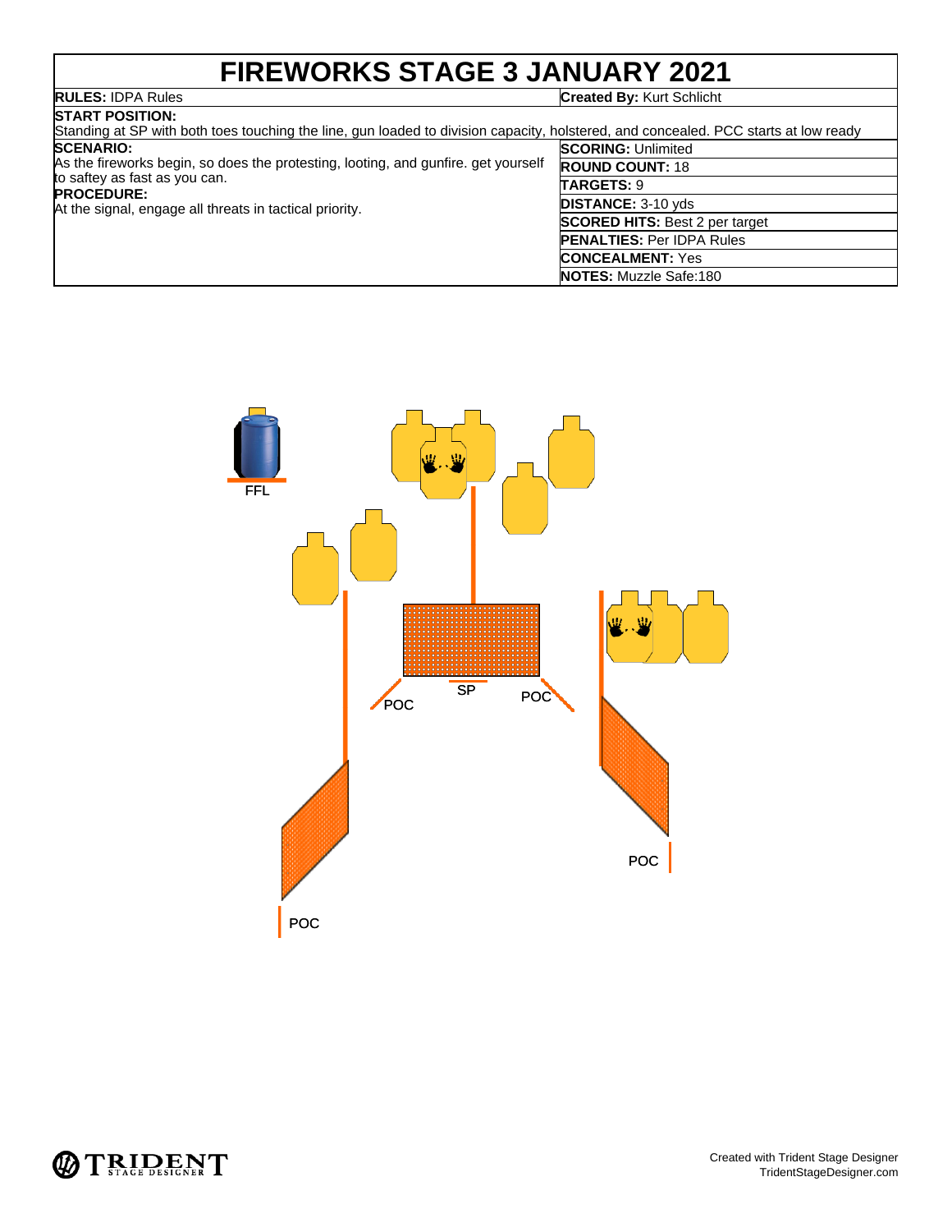# FIREWORKS STAGE 3 JANUARY 2021

| **RULES:** IDPA Rules | **Created By:** Kurt Schlicht |
|---|---|

**START POSITION:**
Standing at SP with both toes touching the line, gun loaded to division capacity, holstered, and concealed. PCC starts at low ready

**SCENARIO:**
As the fireworks begin, so does the protesting, looting, and gunfire. get yourself to saftey as fast as you can.

**PROCEDURE:**
At the signal, engage all threats in tactical priority.

| | |
|---|---|
| **SCORING:** | Unlimited |
| **ROUND COUNT:** | 18 |
| **TARGETS:** | 9 |
| **DISTANCE:** | 3-10 yds |
| **SCORED HITS:** | Best 2 per target |
| **PENALTIES:** | Per IDPA Rules |
| **CONCEALMENT:** | Yes |
| **NOTES:** | Muzzle Safe:180 |

FFL

SP

POC

POC

POC

POC

Created with Trident Stage Designer
TridentStageDesigner.com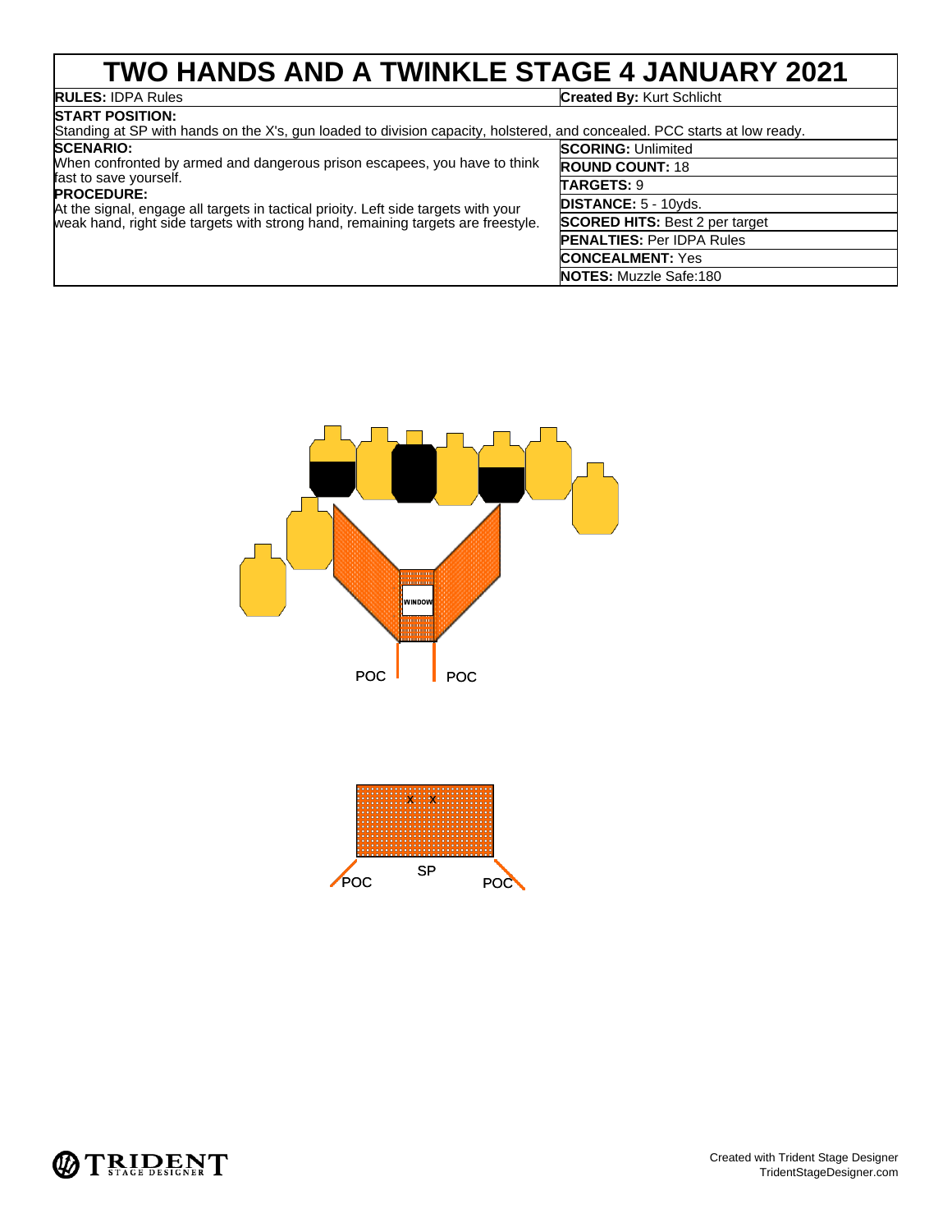# TWO HANDS AND A TWINKLE STAGE 4 JANUARY 2021

**RULES:** IDPA Rules

**Created By:** Kurt Schlicht

**START POSITION:**
Standing at SP with hands on the X's, gun loaded to division capacity, holstered, and concealed. PCC starts at low ready.

**SCENARIO:**
When confronted by armed and dangerous prison escapees, you have to think fast to save yourself.

**PROCEDURE:**
At the signal, engage all targets in tactical prioity. Left side targets with your weak hand, right side targets with strong hand, remaining targets are freestyle.

**SCORING:** Unlimited

**ROUND COUNT:** 18

**TARGETS:** 9

**DISTANCE:** 5 - 10yds.

**SCORED HITS:** Best 2 per target

**PENALTIES:** Per IDPA Rules

**CONCEALMENT:** Yes

**NOTES:** Muzzle Safe:180

WINDOW

POC POC

X X

SP

POC POC

Created with Trident Stage Designer
TridentStageDesigner.com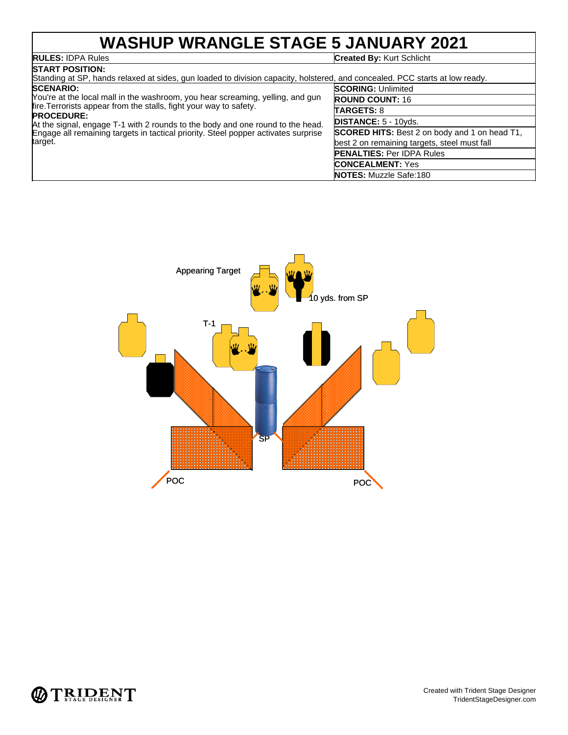# WASHUP WRANGLE STAGE 5 JANUARY 2021

**RULES:** IDPA Rules

**Created By:** Kurt Schlicht

**START POSITION:**
Standing at SP, hands relaxed at sides, gun loaded to division capacity, holstered, and concealed. PCC starts at low ready.

**SCENARIO:**
You're at the local mall in the washroom, you hear screaming, yelling, and gun fire.Terrorists appear from the stalls, fight your way to safety.

**PROCEDURE:**
At the signal, engage T-1 with 2 rounds to the body and one round to the head. Engage all remaining targets in tactical priority. Steel popper activates surprise target.

**SCORING:** Unlimited

**ROUND COUNT:** 16

**TARGETS:** 8

**DISTANCE:** 5 - 10yds.

**SCORED HITS:** Best 2 on body and 1 on head T1, best 2 on remaining targets, steel must fall

**PENALTIES:** Per IDPA Rules

**CONCEALMENT:** Yes

**NOTES:** Muzzle Safe:180

Appearing Target

10 yds. from SP

T-1

SP

POC

POC

Created with Trident Stage Designer
TridentStageDesigner.com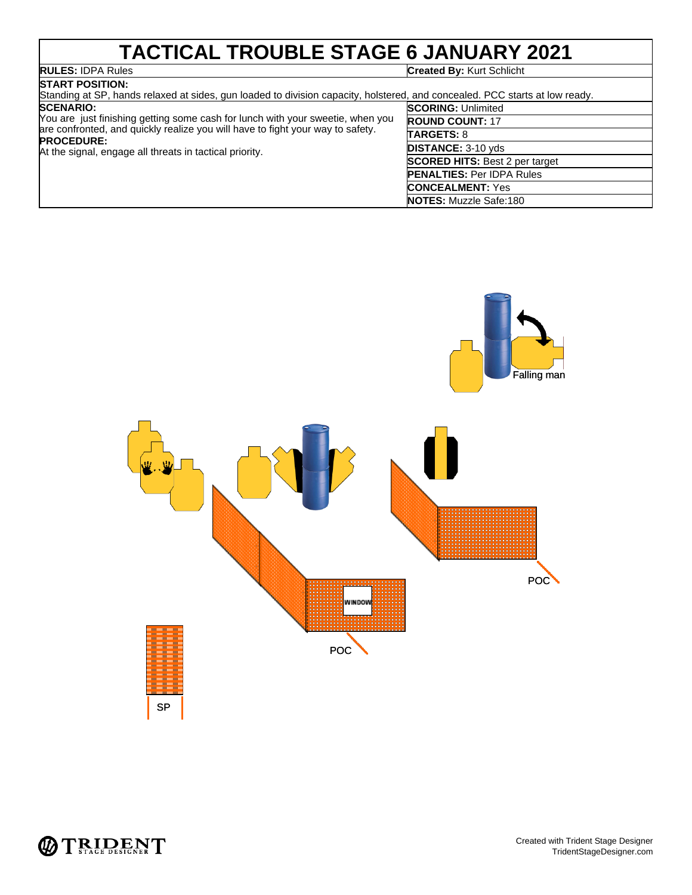# TACTICAL TROUBLE STAGE 6 JANUARY 2021

**RULES:** IDPA Rules

**Created By:** Kurt Schlicht

**START POSITION:**
Standing at SP, hands relaxed at sides, gun loaded to division capacity, holstered, and concealed. PCC starts at low ready.

**SCENARIO:**
You are just finishing getting some cash for lunch with your sweetie, when you are confronted, and quickly realize you will have to fight your way to safety.

**PROCEDURE:**
At the signal, engage all threats in tactical priority.

**SCORING:** Unlimited

**ROUND COUNT:** 17

**TARGETS:** 8

**DISTANCE:** 3-10 yds

**SCORED HITS:** Best 2 per target

**PENALTIES:** Per IDPA Rules

**CONCEALMENT:** Yes

**NOTES:** Muzzle Safe:180

Falling man

WINDOW

POC

POC

SP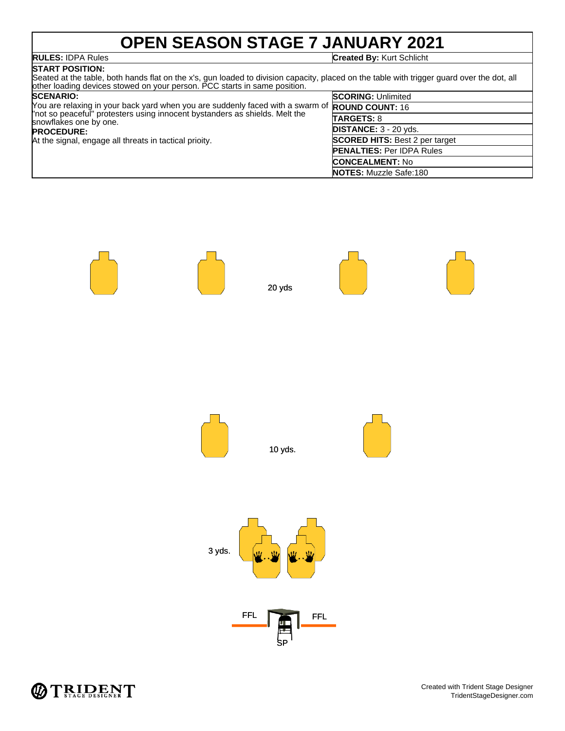# OPEN SEASON STAGE 7 JANUARY 2021

| **RULES:** IDPA Rules | **Created By:** Kurt Schlicht |
|---|---|

**START POSITION:**
Seated at the table, both hands flat on the x's, gun loaded to division capacity, placed on the table with trigger guard over the dot, all other loading devices stowed on your person. PCC starts in same position.

**SCENARIO:**
You are relaxing in your back yard when you are suddenly faced with a swarm of "not so peaceful" protesters using innocent bystanders as shields. Melt the snowflakes one by one.

**PROCEDURE:**
At the signal, engage all threats in tactical prioity.

| | |
|---|---|
| **SCORING:** | Unlimited |
| **ROUND COUNT:** | 16 |
| **TARGETS:** | 8 |
| **DISTANCE:** | 3 - 20 yds. |
| **SCORED HITS:** | Best 2 per target |
| **PENALTIES:** | Per IDPA Rules |
| **CONCEALMENT:** | No |
| **NOTES:** | Muzzle Safe:180 |

20 yds

10 yds.

3 yds.

FFL FFL

SP

Created with Trident Stage Designer
TridentStageDesigner.com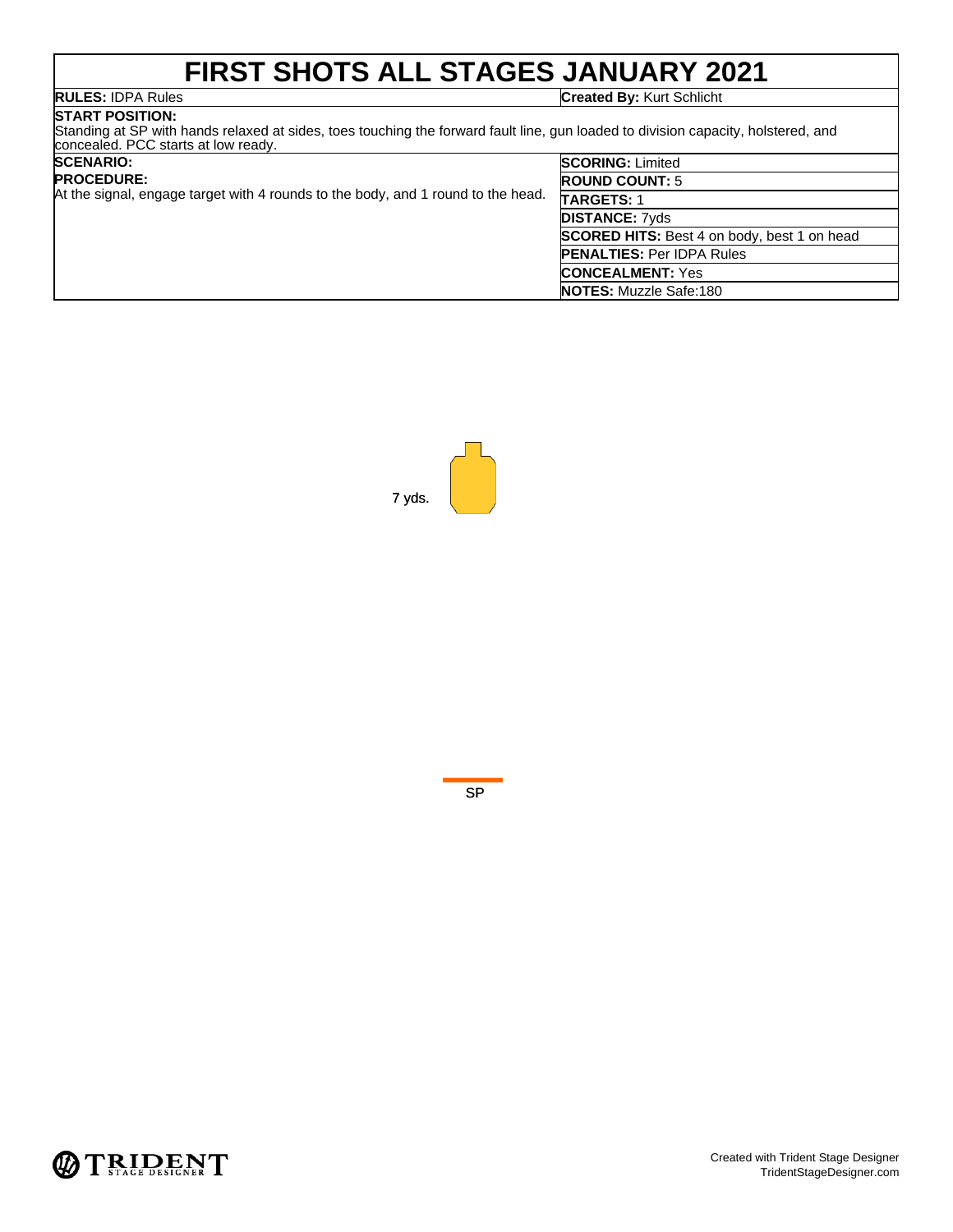# FIRST SHOTS ALL STAGES JANUARY 2021

**RULES:** IDPA Rules

**Created By:** Kurt Schlicht

**START POSITION:**
Standing at SP with hands relaxed at sides, toes touching the forward fault line, gun loaded to division capacity, holstered, and concealed. PCC starts at low ready.

**SCENARIO:**

**PROCEDURE:**
At the signal, engage target with 4 rounds to the body, and 1 round to the head.

**SCORING:** Limited

**ROUND COUNT:** 5

**TARGETS:** 1

**DISTANCE:** 7yds

**SCORED HITS:** Best 4 on body, best 1 on head

**PENALTIES:** Per IDPA Rules

**CONCEALMENT:** Yes

**NOTES:** Muzzle Safe:180

7 yds.

SP

Created with Trident Stage Designer
TridentStageDesigner.com